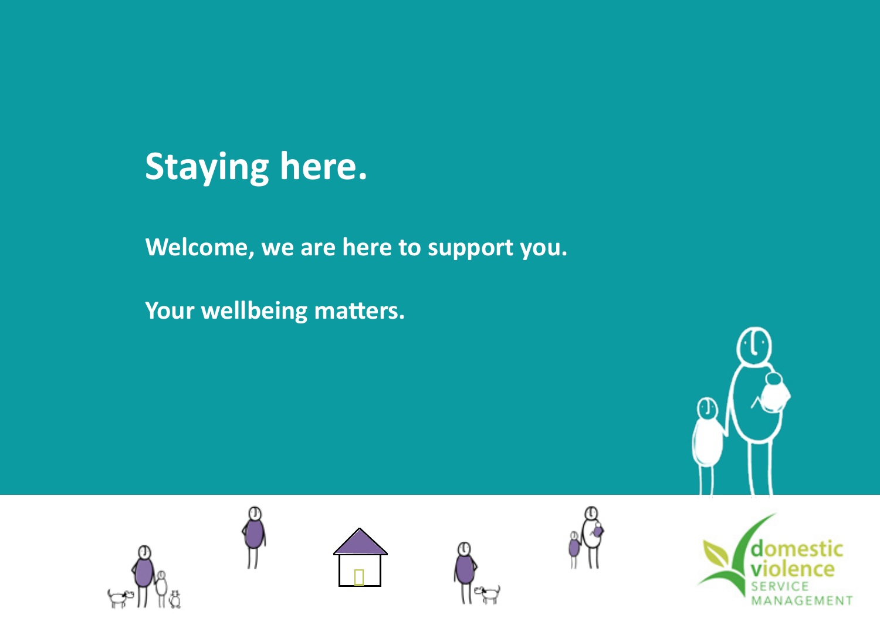# Staying here.

**Welcome, we are here to support you.**

**Your wellbeing matters.**

domestic violence SERVICE MANAGEMENT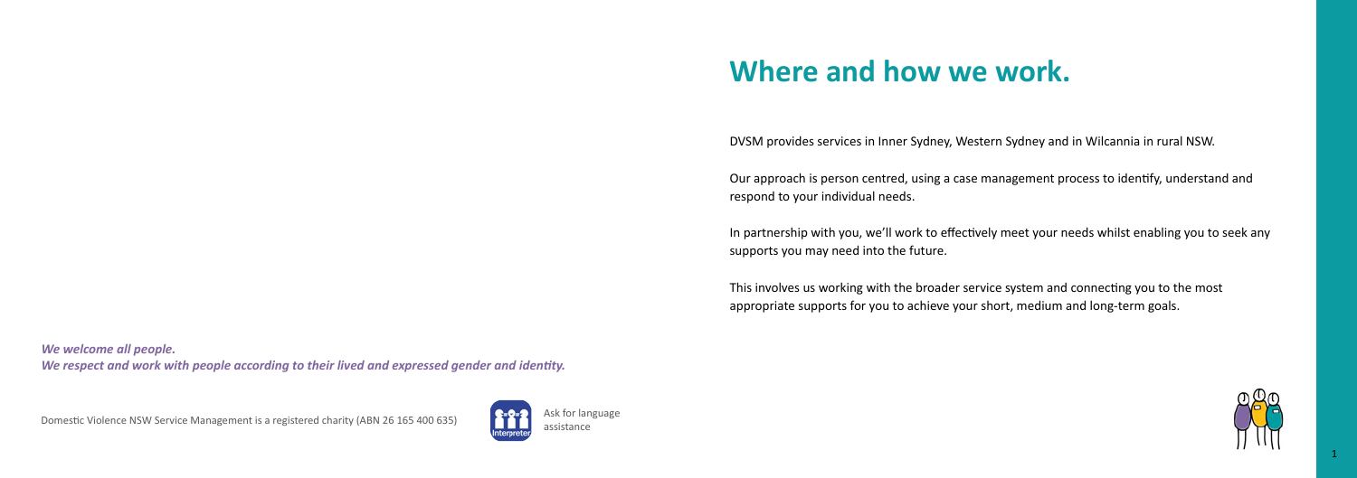# Where and how we work.

DVSM provides services in Inner Sydney, Western Sydney and in Wilcannia in rural NSW.

Our approach is person centred, using a case management process to identify, understand and respond to your individual needs.

In partnership with you, we'll work to effectively meet your needs whilst enabling you to seek any supports you may need into the future.

This involves us working with the broader service system and connecting you to the most appropriate supports for you to achieve your short, medium and long-term goals.

***We welcome all people.***
***We respect and work with people according to their lived and expressed gender and identity.***

Domestic Violence NSW Service Management is a registered charity (ABN 26 165 400 635)

Ask for language assistance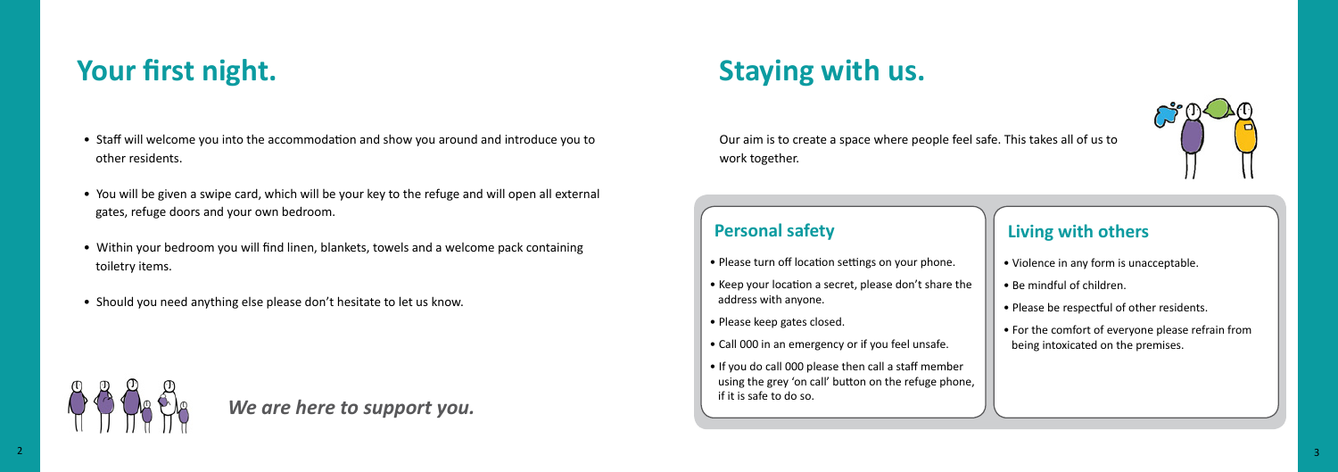# Your first night.

- Staff will welcome you into the accommodation and show you around and introduce you to other residents.
- You will be given a swipe card, which will be your key to the refuge and will open all external gates, refuge doors and your own bedroom.
- Within your bedroom you will find linen, blankets, towels and a welcome pack containing toiletry items.
- Should you need anything else please don't hesitate to let us know.

***We are here to support you.***

# Staying with us.

Our aim is to create a space where people feel safe. This takes all of us to work together.

## Personal safety

- Please turn off location settings on your phone.
- Keep your location a secret, please don't share the address with anyone.
- Please keep gates closed.
- Call 000 in an emergency or if you feel unsafe.
- If you do call 000 please then call a staff member using the grey 'on call' button on the refuge phone, if it is safe to do so.

## Living with others

- Violence in any form is unacceptable.
- Be mindful of children.
- Please be respectful of other residents.
- For the comfort of everyone please refrain from being intoxicated on the premises.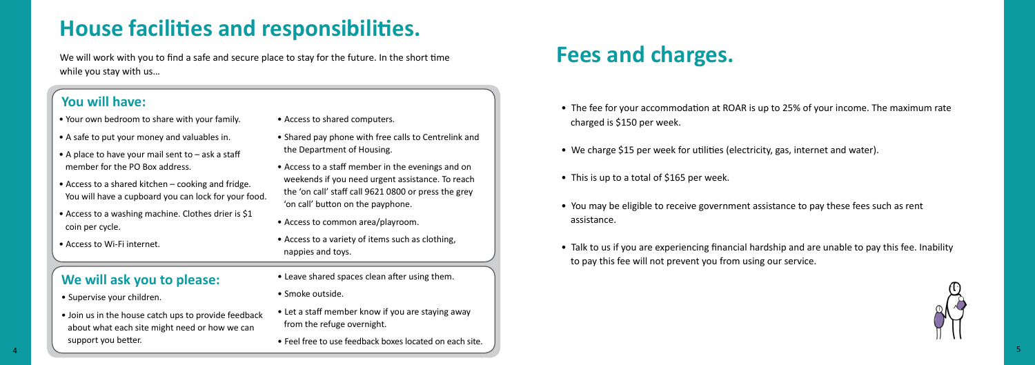# House facilities and responsibilities.

We will work with you to find a safe and secure place to stay for the future. In the short time while you stay with us…

## You will have:

- Your own bedroom to share with your family.
- A safe to put your money and valuables in.
- A place to have your mail sent to – ask a staff member for the PO Box address.
- Access to a shared kitchen – cooking and fridge. You will have a cupboard you can lock for your food.
- Access to a washing machine. Clothes drier is $1 coin per cycle.
- Access to Wi-Fi internet.
- Access to shared computers.
- Shared pay phone with free calls to Centrelink and the Department of Housing.
- Access to a staff member in the evenings and on weekends if you need urgent assistance. To reach the 'on call' staff call 9621 0800 or press the grey 'on call' button on the payphone.
- Access to common area/playroom.
- Access to a variety of items such as clothing, nappies and toys.

## We will ask you to please:

- Supervise your children.
- Join us in the house catch ups to provide feedback about what each site might need or how we can support you better.
- Leave shared spaces clean after using them.
- Smoke outside.
- Let a staff member know if you are staying away from the refuge overnight.
- Feel free to use feedback boxes located on each site.

# Fees and charges.

- The fee for your accommodation at ROAR is up to 25% of your income. The maximum rate charged is $150 per week.
- We charge $15 per week for utilities (electricity, gas, internet and water).
- This is up to a total of $165 per week.
- You may be eligible to receive government assistance to pay these fees such as rent assistance.
- Talk to us if you are experiencing financial hardship and are unable to pay this fee. Inability to pay this fee will not prevent you from using our service.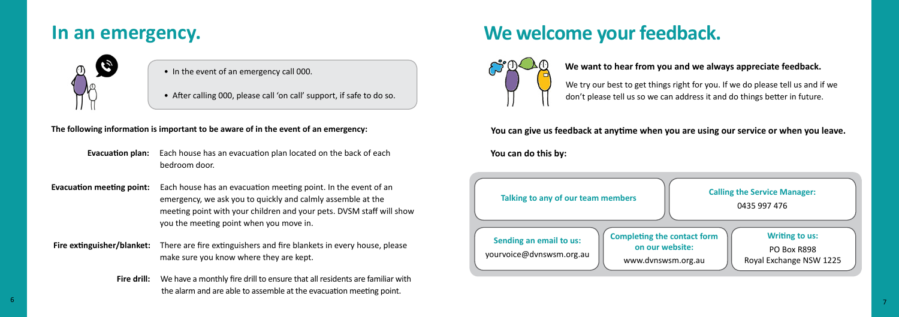# In an emergency.

- In the event of an emergency call 000.
- After calling 000, please call 'on call' support, if safe to do so.

**The following information is important to be aware of in the event of an emergency:**

**Evacuation plan:** Each house has an evacuation plan located on the back of each bedroom door.

**Evacuation meeting point:** Each house has an evacuation meeting point. In the event of an emergency, we ask you to quickly and calmly assemble at the meeting point with your children and your pets. DVSM staff will show you the meeting point when you move in.

**Fire extinguisher/blanket:** There are fire extinguishers and fire blankets in every house, please make sure you know where they are kept.

**Fire drill:** We have a monthly fire drill to ensure that all residents are familiar with the alarm and are able to assemble at the evacuation meeting point.

# We welcome your feedback.

**We want to hear from you and we always appreciate feedback.**

We try our best to get things right for you. If we do please tell us and if we don't please tell us so we can address it and do things better in future.

**You can give us feedback at anytime when you are using our service or when you leave.**

**You can do this by:**

**Talking to any of our team members**

**Calling the Service Manager:**
0435 997 476

**Sending an email to us:**
yourvoice@dvnswsm.org.au

**Completing the contact form on our website:**
www.dvnswsm.org.au

**Writing to us:**
PO Box R898
Royal Exchange NSW 1225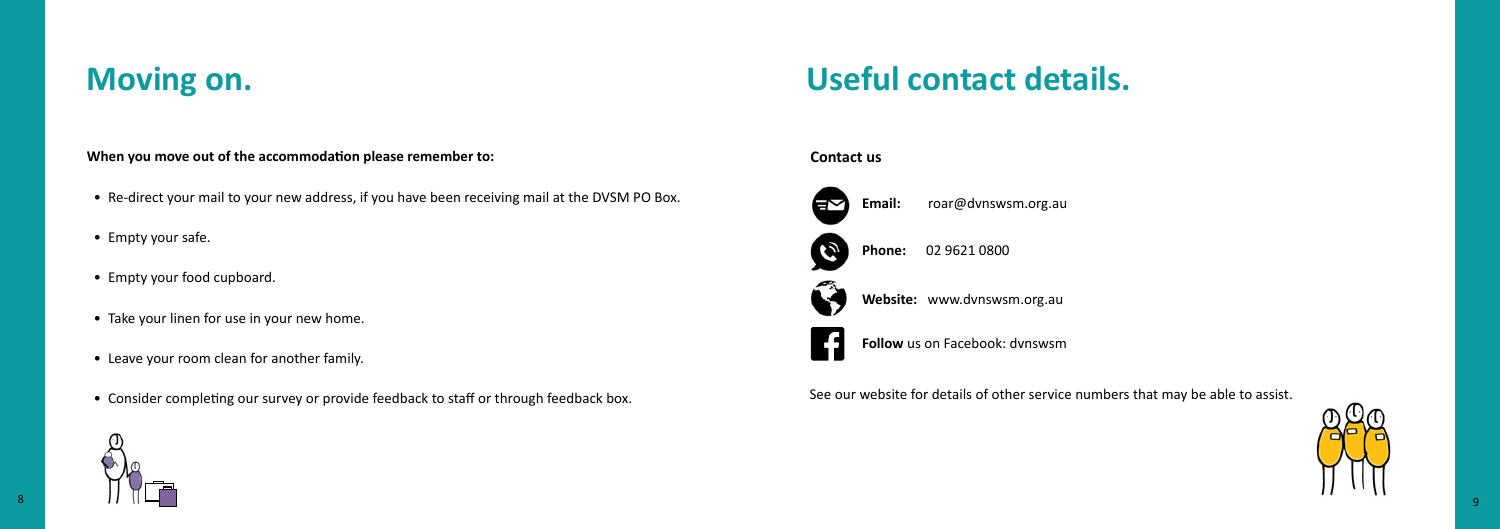# Moving on.

**When you move out of the accommodation please remember to:**

- Re-direct your mail to your new address, if you have been receiving mail at the DVSM PO Box.
- Empty your safe.
- Empty your food cupboard.
- Take your linen for use in your new home.
- Leave your room clean for another family.
- Consider completing our survey or provide feedback to staff or through feedback box.

# Useful contact details.

**Contact us**

**Email:** roar@dvnswsm.org.au

**Phone:** 02 9621 0800

**Website:** www.dvnswsm.org.au

**Follow** us on Facebook: dvnswsm

See our website for details of other service numbers that may be able to assist.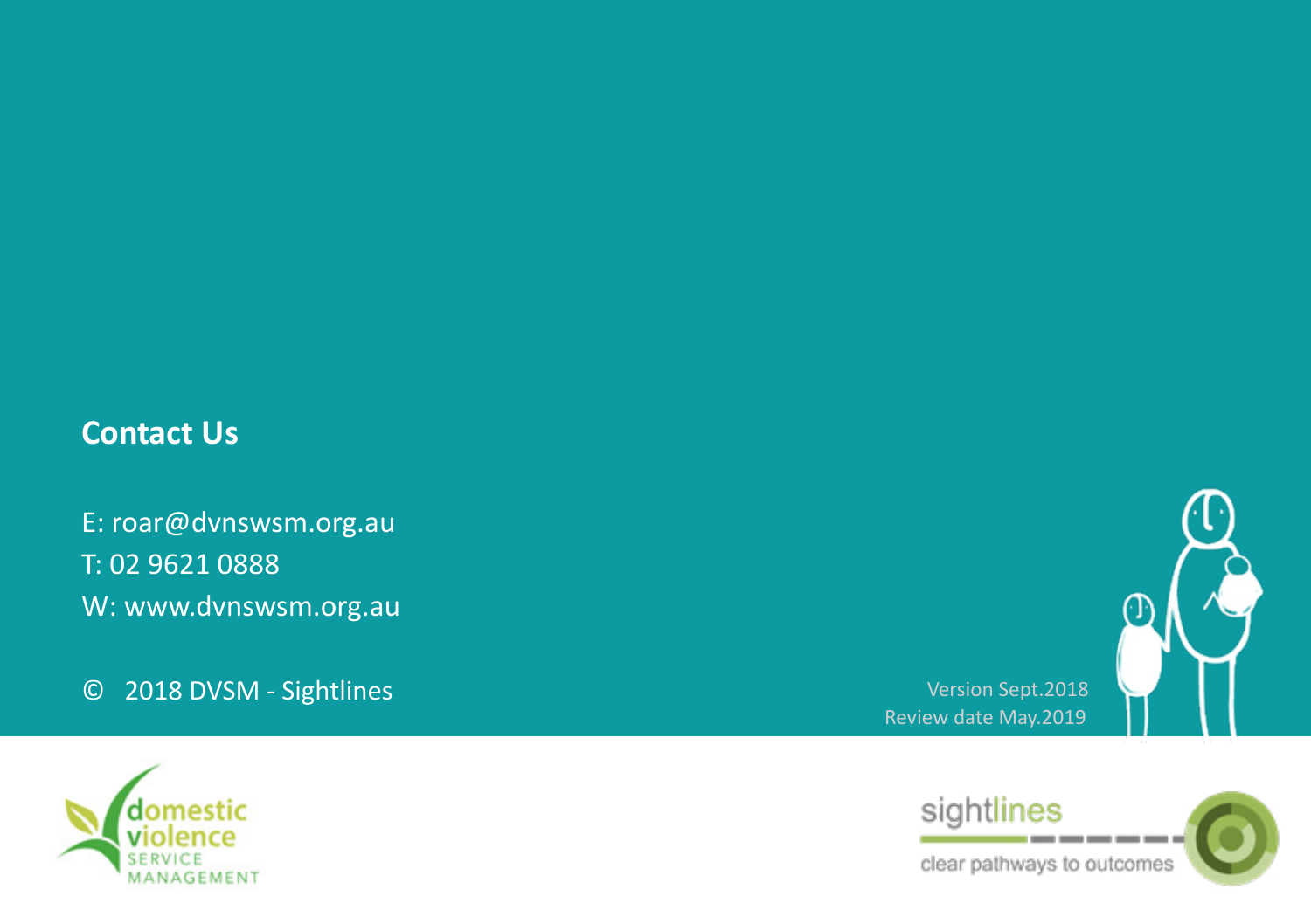## Contact Us

E: roar@dvnswsm.org.au
T: 02 9621 0888
W: www.dvnswsm.org.au

© 2018 DVSM - Sightlines

Version Sept.2018
Review date May.2019

domestic violence SERVICE MANAGEMENT

sightlines
clear pathways to outcomes